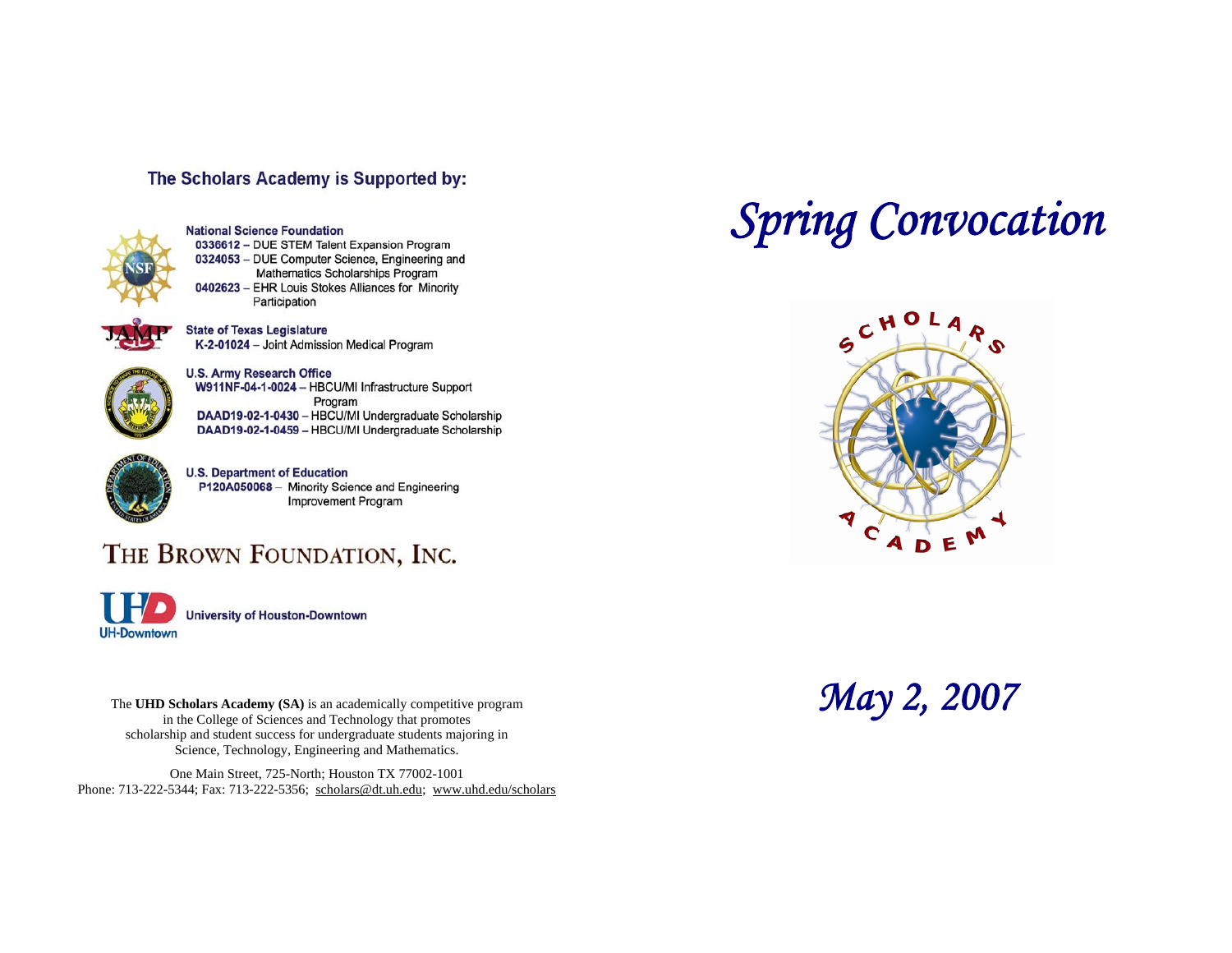## The Scholars Academy is Supported by:

**National Science Foundation**
- **0336612** – DUE STEM Talent Expansion Program
- **0324053** – DUE Computer Science, Engineering and Mathematics Scholarships Program
- **0402623** – EHR Louis Stokes Alliances for Minority Participation

**State of Texas Legislature**
- **K-2-01024** – Joint Admission Medical Program

**U.S. Army Research Office**
- **W911NF-04-1-0024** – HBCU/MI Infrastructure Support Program
- **DAAD19-02-1-0430** – HBCU/MI Undergraduate Scholarship
- **DAAD19-02-1-0459** – HBCU/MI Undergraduate Scholarship

**U.S. Department of Education**
- **P120A050068** – Minority Science and Engineering Improvement Program

THE BROWN FOUNDATION, INC.

**University of Houston-Downtown**

The **UHD Scholars Academy (SA)** is an academically competitive program in the College of Sciences and Technology that promotes scholarship and student success for undergraduate students majoring in Science, Technology, Engineering and Mathematics.

One Main Street, 725-North; Houston TX 77002-1001
Phone: 713-222-5344; Fax: 713-222-5356; scholars@dt.uh.edu; www.uhd.edu/scholars

# *Spring Convocation*

SCHOLARS ACADEMY

## *May 2, 2007*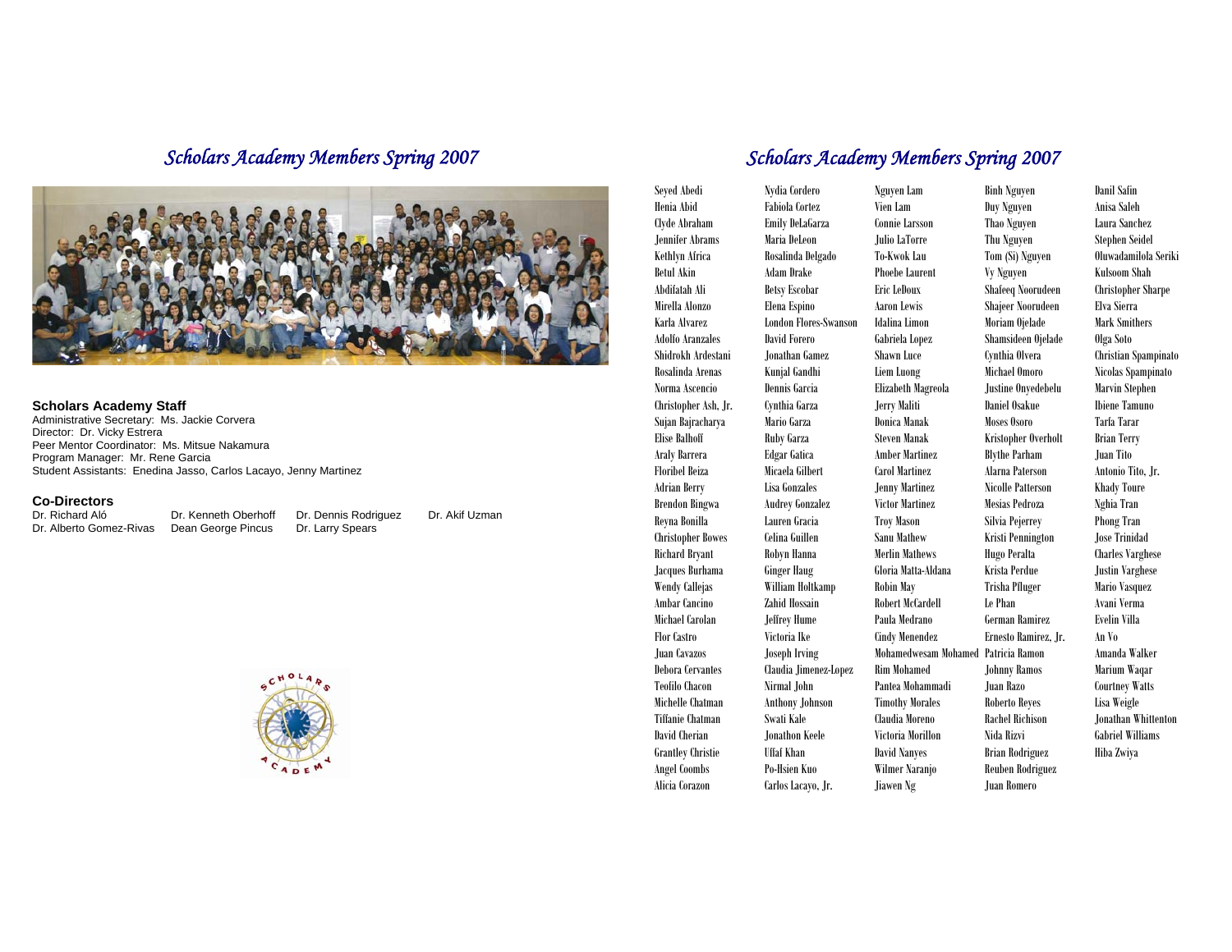# Scholars Academy Members Spring 2007

### Scholars Academy Staff

Administrative Secretary: Ms. Jackie Corvera
Director: Dr. Vicky Estrera
Peer Mentor Coordinator: Ms. Mitsue Nakamura
Program Manager: Mr. Rene Garcia
Student Assistants: Enedina Jasso, Carlos Lacayo, Jenny Martinez

### Co-Directors

Dr. Richard Aló
Dr. Alberto Gomez-Rivas
Dr. Kenneth Oberhoff
Dean George Pincus
Dr. Dennis Rodriguez
Dr. Larry Spears
Dr. Akif Uzman

# Scholars Academy Members Spring 2007

Seyed Abedi
Henia Abid
Clyde Abraham
Jennifer Abrams
Kethlyn Africa
Betul Akin
Abdifatah Ali
Mirella Alonzo
Karla Alvarez
Adolfo Aranzales
Shidrokh Ardestani
Rosalinda Arenas
Norma Ascencio
Christopher Ash, Jr.
Sujan Bajracharya
Elise Balhoff
Araly Barrera
Floribel Beiza
Adrian Berry
Brendon Bingwa
Reyna Bonilla
Christopher Bowes
Richard Bryant
Jacques Burhama
Wendy Callejas
Ambar Cancino
Michael Carolan
Flor Castro
Juan Cavazos
Debora Cervantes
Teofilo Chacon
Michelle Chatman
Tiffanie Chatman
David Cherian
Grantley Christie
Angel Coombs
Alicia Corazon
Nydia Cordero
Fabiola Cortez
Emily DeLaGarza
Maria DeLeon
Rosalinda Delgado
Adam Drake
Betsy Escobar
Elena Espino
London Flores-Swanson
David Forero
Jonathan Gamez
Kunjal Gandhi
Dennis Garcia
Cynthia Garza
Mario Garza
Ruby Garza
Edgar Gatica
Micaela Gilbert
Lisa Gonzales
Audrey Gonzalez
Lauren Gracia
Celina Guillen
Robyn Hanna
Ginger Haug
William Holtkamp
Zahid Hossain
Jeffrey Hume
Victoria Ike
Joseph Irving
Claudia Jimenez-Lopez
Nirmal John
Anthony Johnson
Swati Kale
Jonathon Keele
Uffaf Khan
Po-Hsien Kuo
Carlos Lacayo, Jr.
Nguyen Lam
Vien Lam
Connie Larsson
Julio LaTorre
To-Kwok Lau
Phoebe Laurent
Eric LeDoux
Aaron Lewis
Idalina Limon
Gabriela Lopez
Shawn Luce
Liem Luong
Elizabeth Magreola
Jerry Maliti
Donica Manak
Steven Manak
Amber Martinez
Carol Martinez
Jenny Martinez
Victor Martinez
Troy Mason
Sanu Mathew
Merlin Mathews
Gloria Matta-Aldana
Robin May
Robert McCardell
Paula Medrano
Cindy Menendez
Mohamedwesam Mohamed
Rim Mohamed
Pantea Mohammadi
Timothy Morales
Claudia Moreno
Victoria Morillon
David Nanyes
Wilmer Naranjo
Jiawen Ng
Binh Nguyen
Duy Nguyen
Thao Nguyen
Thu Nguyen
Tom (Si) Nguyen
Vy Nguyen
Shafeeq Noorudeen
Shajeer Noorudeen
Moriam Ojelade
Shamsideen Ojelade
Cynthia Olvera
Michael Omoro
Justine Onyedebelu
Daniel Osakue
Moses Osoro
Kristopher Overholt
Blythe Parham
Alarna Paterson
Nicolle Patterson
Mesias Pedroza
Silvia Pejerrey
Kristi Pennington
Hugo Peralta
Krista Perdue
Trisha Pfluger
Le Phan
German Ramirez
Ernesto Ramirez, Jr.
Patricia Ramon
Johnny Ramos
Juan Razo
Roberto Reyes
Rachel Richison
Nida Rizvi
Brian Rodriguez
Reuben Rodriguez
Juan Romero
Danil Safin
Anisa Saleh
Laura Sanchez
Stephen Seidel
Oluwadamilola Seriki
Kulsoom Shah
Christopher Sharpe
Elva Sierra
Mark Smithers
Olga Soto
Christian Spampinato
Nicolas Spampinato
Marvin Stephen
Ibiene Tamuno
Tarfa Tarar
Brian Terry
Juan Tito
Antonio Tito, Jr.
Khady Toure
Nghia Tran
Phong Tran
Jose Trinidad
Charles Varghese
Justin Varghese
Mario Vasquez
Avani Verma
Evelin Villa
An Vo
Amanda Walker
Marium Waqar
Courtney Watts
Lisa Weigle
Jonathan Whittenton
Gabriel Williams
Hiba Zwiya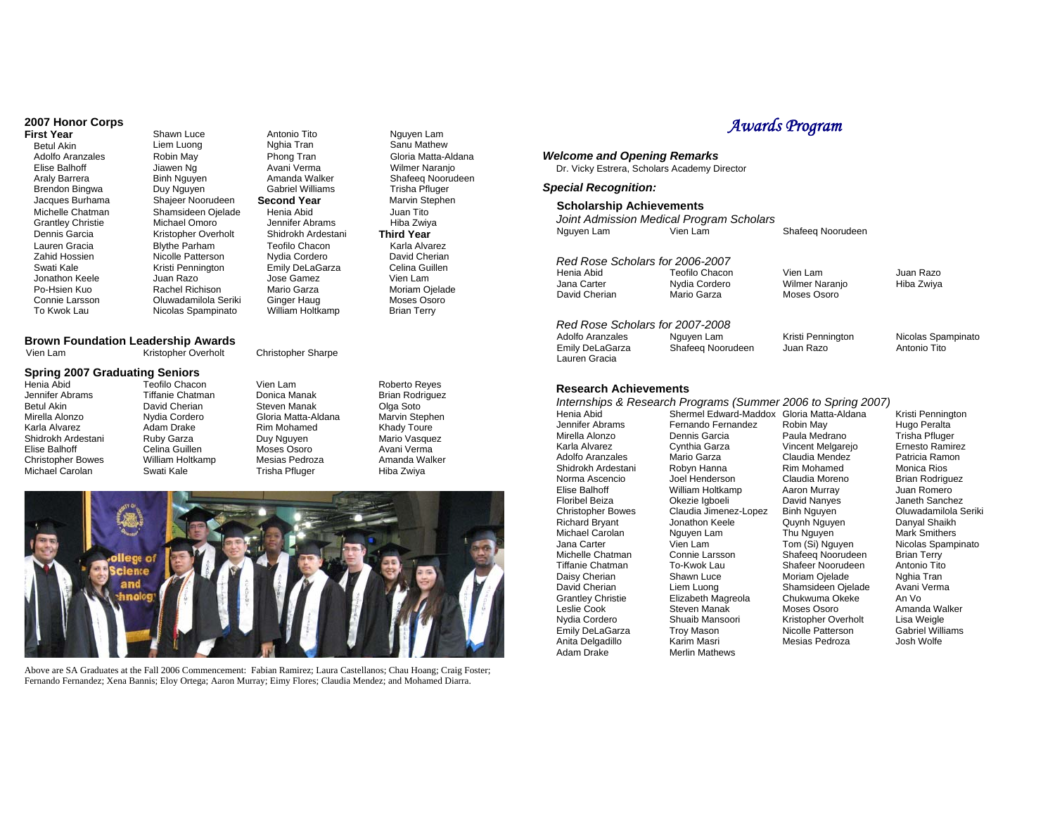## 2007 Honor Corps

**First Year**

Betul Akin
Adolfo Aranzales
Elise Balhoff
Araly Barrera
Brendon Bingwa
Jacques Burhama
Michelle Chatman
Grantley Christie
Dennis Garcia
Lauren Gracia
Zahid Hossien
Swati Kale
Jonathon Keele
Po-Hsien Kuo
Connie Larsson
To Kwok Lau
Shawn Luce
Liem Luong
Robin May
Jiawen Ng
Binh Nguyen
Duy Nguyen
Shajeer Noorudeen
Shamsideen Ojelade
Michael Omoro
Kristopher Overholt
Blythe Parham
Nicolle Patterson
Kristi Pennington
Juan Razo
Rachel Richison
Oluwadamilola Seriki
Nicolas Spampinato
Antonio Tito
Nghia Tran
Phong Tran
Avani Verma
Amanda Walker
Gabriel Williams

**Second Year**

Henia Abid
Jennifer Abrams
Shidrokh Ardestani
Teofilo Chacon
Nydia Cordero
Emily DeLaGarza
Jose Gamez
Mario Garza
Ginger Haug
William Holtkamp
Nguyen Lam
Sanu Mathew
Gloria Matta-Aldana
Wilmer Naranjo
Shafeeq Noorudeen
Trisha Pfluger
Marvin Stephen
Juan Tito
Hiba Zwiya

**Third Year**

Karla Alvarez
David Cherian
Celina Guillen
Vien Lam
Moriam Ojelade
Moses Osoro
Brian Terry

## Brown Foundation Leadership Awards

Vien Lam
Kristopher Overholt
Christopher Sharpe

## Spring 2007 Graduating Seniors

Henia Abid
Jennifer Abrams
Betul Akin
Mirella Alonzo
Karla Alvarez
Shidrokh Ardestani
Elise Balhoff
Christopher Bowes
Michael Carolan
Teofilo Chacon
Tiffanie Chatman
David Cherian
Nydia Cordero
Adam Drake
Ruby Garza
Celina Guillen
William Holtkamp
Swati Kale
Vien Lam
Donica Manak
Steven Manak
Gloria Matta-Aldana
Rim Mohamed
Duy Nguyen
Moses Osoro
Mesias Pedroza
Trisha Pfluger
Roberto Reyes
Brian Rodriguez
Olga Soto
Marvin Stephen
Khady Toure
Mario Vasquez
Avani Verma
Amanda Walker
Hiba Zwiya

Above are SA Graduates at the Fall 2006 Commencement: Fabian Ramirez; Laura Castellanos; Chau Hoang; Craig Foster; Fernando Fernandez; Xena Bannis; Eloy Ortega; Aaron Murray; Eimy Flores; Claudia Mendez; and Mohamed Diarra.

# *Awards Program*

***Welcome and Opening Remarks***

Dr. Vicky Estrera, Scholars Academy Director

***Special Recognition:***

### Scholarship Achievements

*Joint Admission Medical Program Scholars*

Nguyen Lam
Vien Lam
Shafeeq Noorudeen

*Red Rose Scholars for 2006-2007*

Henia Abid
Jana Carter
David Cherian
Teofilo Chacon
Nydia Cordero
Mario Garza
Vien Lam
Wilmer Naranjo
Moses Osoro
Juan Razo
Hiba Zwiya

*Red Rose Scholars for 2007-2008*

Adolfo Aranzales
Emily DeLaGarza
Lauren Gracia
Nguyen Lam
Shafeeq Noorudeen
Kristi Pennington
Juan Razo
Nicolas Spampinato
Antonio Tito

### Research Achievements

*Internships & Research Programs (Summer 2006 to Spring 2007)*

Henia Abid
Jennifer Abrams
Mirella Alonzo
Karla Alvarez
Adolfo Aranzales
Shidrokh Ardestani
Norma Ascencio
Elise Balhoff
Floribel Beiza
Christopher Bowes
Richard Bryant
Michael Carolan
Jana Carter
Michelle Chatman
Tiffanie Chatman
Daisy Cherian
David Cherian
Grantley Christie
Leslie Cook
Nydia Cordero
Emily DeLaGarza
Anita Delgadillo
Adam Drake
Shermel Edward-Maddox
Fernando Fernandez
Dennis Garcia
Cynthia Garza
Mario Garza
Robyn Hanna
Joel Henderson
William Holtkamp
Okezie Igboeli
Claudia Jimenez-Lopez
Jonathon Keele
Nguyen Lam
Vien Lam
Connie Larsson
To-Kwok Lau
Shawn Luce
Liem Luong
Elizabeth Magreola
Steven Manak
Shuaib Mansoori
Troy Mason
Karim Masri
Merlin Mathews
Gloria Matta-Aldana
Robin May
Paula Medrano
Vincent Melgarejo
Claudia Mendez
Rim Mohamed
Claudia Moreno
Aaron Murray
David Nanyes
Binh Nguyen
Quynh Nguyen
Thu Nguyen
Tom (Si) Nguyen
Shafeeq Noorudeen
Shafeer Noorudeen
Moriam Ojelade
Shamsideen Ojelade
Chukwuma Okeke
Moses Osoro
Kristopher Overholt
Nicolle Patterson
Mesias Pedroza
Kristi Pennington
Hugo Peralta
Trisha Pfluger
Ernesto Ramirez
Patricia Ramon
Monica Rios
Brian Rodriguez
Juan Romero
Janeth Sanchez
Oluwadamilola Seriki
Danyal Shaikh
Mark Smithers
Nicolas Spampinato
Brian Terry
Antonio Tito
Nghia Tran
Avani Verma
An Vo
Amanda Walker
Lisa Weigle
Gabriel Williams
Josh Wolfe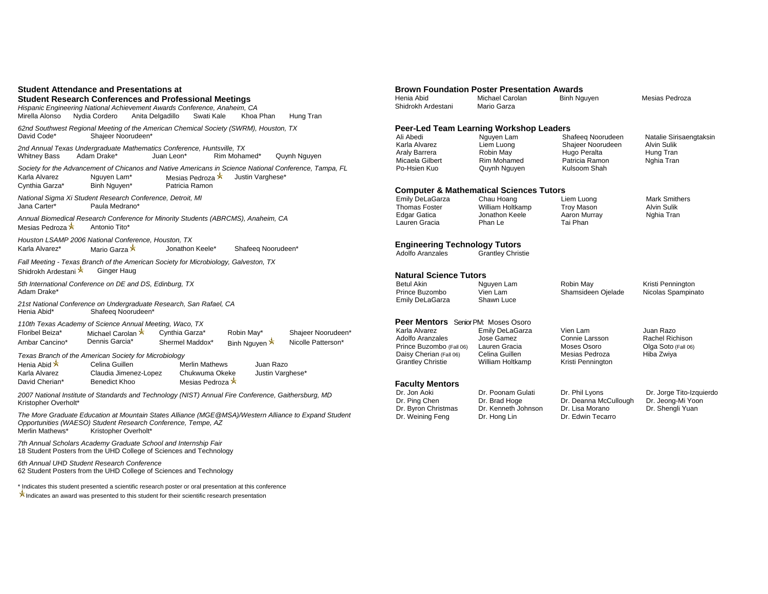## Student Attendance and Presentations at Student Research Conferences and Professional Meetings

*Hispanic Engineering National Achievement Awards Conference, Anaheim, CA*

Mirella Alonso  Nydia Cordero  Anita Delgadillo  Swati Kale  Khoa Phan  Hung Tran

*62nd Southwest Regional Meeting of the American Chemical Society (SWRM), Houston, TX*

David Code*  Shajeer Noorudeen*

*2nd Annual Texas Undergraduate Mathematics Conference, Huntsville, TX*

Whitney Bass  Adam Drake*  Juan Leon*  Rim Mohamed*  Quynh Nguyen

*Society for the Advancement of Chicanos and Native Americans in Science National Conference, Tampa, FL*

Karla Alvarez  Nguyen Lam*  Mesias Pedroza ☆  Justin Varghese*
Cynthia Garza*  Binh Nguyen*  Patricia Ramon

*National Sigma Xi Student Research Conference, Detroit, MI*

Jana Carter*  Paula Medrano*

*Annual Biomedical Research Conference for Minority Students (ABRCMS), Anaheim, CA*

Mesias Pedroza ☆  Antonio Tito*

*Houston LSAMP 2006 National Conference, Houston, TX*

Karla Alvarez*  Mario Garza ☆  Jonathon Keele*  Shafeeq Noorudeen*

*Fall Meeting - Texas Branch of the American Society for Microbiology, Galveston, TX*

Shidrokh Ardestani ☆  Ginger Haug

*5th International Conference on DE and DS, Edinburg, TX*

Adam Drake*

*21st National Conference on Undergraduate Research, San Rafael, CA*

Henia Abid*  Shafeeq Noorudeen*

*110th Texas Academy of Science Annual Meeting, Waco, TX*

Floribel Beiza*  Michael Carolan ☆  Cynthia Garza*  Robin May*  Shajeer Noorudeen*
Ambar Cancino*  Dennis Garcia*  Shermel Maddox*  Binh Nguyen ☆  Nicolle Patterson*

*Texas Branch of the American Society for Microbiology*

Henia Abid ☆  Celina Guillen  Merlin Mathews  Juan Razo
Karla Alvarez  Claudia Jimenez-Lopez  Chukwuma Okeke  Justin Varghese*
David Cherian*  Benedict Khoo  Mesias Pedroza ☆

*2007 National Institute of Standards and Technology (NIST) Annual Fire Conference, Gaithersburg, MD*

Kristopher Overholt*

*The More Graduate Education at Mountain States Alliance (MGE@MSA)/Western Alliance to Expand Student Opportunities (WAESO) Student Research Conference, Tempe, AZ*

Merlin Mathews*  Kristopher Overholt*

*7th Annual Scholars Academy Graduate School and Internship Fair*

18 Student Posters from the UHD College of Sciences and Technology

*6th Annual UHD Student Research Conference*

62 Student Posters from the UHD College of Sciences and Technology

* Indicates this student presented a scientific research poster or oral presentation at this conference

☆ Indicates an award was presented to this student for their scientific research presentation

## Brown Foundation Poster Presentation Awards

Henia Abid  Michael Carolan  Binh Nguyen  Mesias Pedroza
Shidrokh Ardestani  Mario Garza

## Peer-Led Team Learning Workshop Leaders

Ali Abedi  Nguyen Lam  Shafeeq Noorudeen  Natalie Sirisaengtaksin
Karla Alvarez  Liem Luong  Shajeer Noorudeen  Alvin Sulik
Araly Barrera  Robin May  Hugo Peralta  Hung Tran
Micaela Gilbert  Rim Mohamed  Patricia Ramon  Nghia Tran
Po-Hsien Kuo  Quynh Nguyen  Kulsoom Shah

## Computer & Mathematical Sciences Tutors

Emily DeLaGarza  Chau Hoang  Liem Luong  Mark Smithers
Thomas Foster  William Holtkamp  Troy Mason  Alvin Sulik
Edgar Gatica  Jonathon Keele  Aaron Murray  Nghia Tran
Lauren Gracia  Phan Le  Tai Phan

## Engineering Technology Tutors

Adolfo Aranzales  Grantley Christie

## Natural Science Tutors

Betul Akin  Nguyen Lam  Robin May  Kristi Pennington
Prince Buzombo  Vien Lam  Shamsideen Ojelade  Nicolas Spampinato
Emily DeLaGarza  Shawn Luce

## Peer Mentors

Senior PM: Moses Osoro

Karla Alvarez  Emily DeLaGarza  Vien Lam  Juan Razo
Adolfo Aranzales  Jose Gamez  Connie Larsson  Rachel Richison
Prince Buzombo (Fall 06)  Lauren Gracia  Moses Osoro  Olga Soto (Fall 06)
Daisy Cherian (Fall 06)  Celina Guillen  Mesias Pedroza  Hiba Zwiya
Grantley Christie  William Holtkamp  Kristi Pennington

## Faculty Mentors

Dr. Jon Aoki  Dr. Poonam Gulati  Dr. Phil Lyons  Dr. Jorge Tito-Izquierdo
Dr. Ping Chen  Dr. Brad Hoge  Dr. Deanna McCullough  Dr. Jeong-Mi Yoon
Dr. Byron Christmas  Dr. Kenneth Johnson  Dr. Lisa Morano  Dr. Shengli Yuan
Dr. Weining Feng  Dr. Hong Lin  Dr. Edwin Tecarro